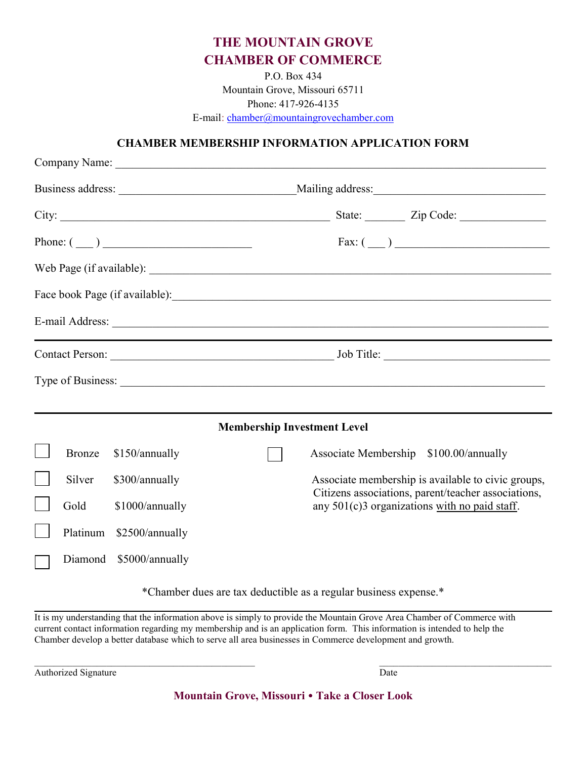# THE MOUNTAIN GROVE CHAMBER OF COMMERCE

P.O. Box 434
Mountain Grove, Missouri 65711
Phone: 417-926-4135
E-mail: chamber@mountaingrovechamber.com

## CHAMBER MEMBERSHIP INFORMATION APPLICATION FORM

Company Name: ______________________________________________________________________

Business address: ______________________________ Mailing address: ______________________________

City: ______________________________________________ State: _______ Zip Code: _______________

Phone: ( ___ ) __________________________ Fax: ( ___ ) __________________________

Web Page (if available): ______________________________________________________________

Face book Page (if available): __________________________________________________________

E-mail Address: ____________________________________________________________________

---

Contact Person: ________________________________________ Job Title: _____________________________

Type of Business: ____________________________________________________________________

---

### Membership Investment Level

- ☐ Bronze $150/annually
- ☐ Silver $300/annually
- ☐ Gold $1000/annually
- ☐ Platinum $2500/annually
- ☐ Diamond $5000/annually

☐ Associate Membership $100.00/annually

Associate membership is available to civic groups, Citizens associations, parent/teacher associations, any 501(c)3 organizations with no paid staff.

*Chamber dues are tax deductible as a regular business expense.*

---

It is my understanding that the information above is simply to provide the Mountain Grove Area Chamber of Commerce with current contact information regarding my membership and is an application form. This information is intended to help the Chamber develop a better database which to serve all area businesses in Commerce development and growth.

______________________________________________ ____________________________________
Authorized Signature Date

**Mountain Grove, Missouri • Take a Closer Look**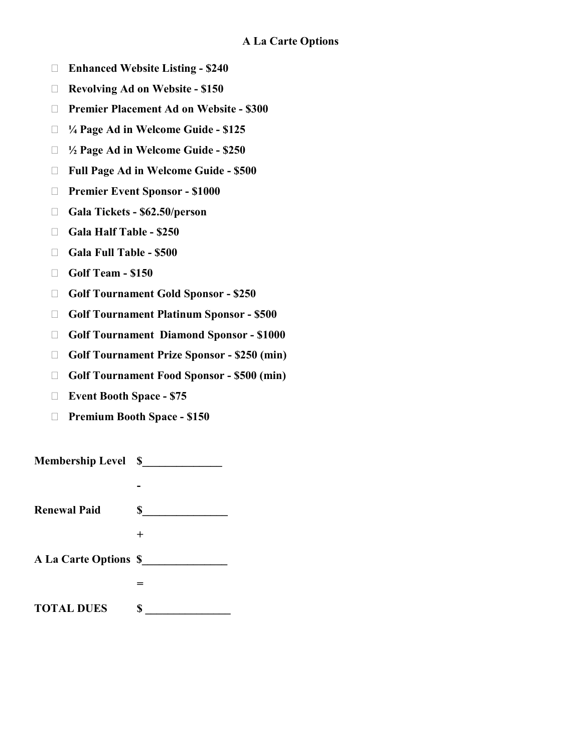**A La Carte Options**

- ☐ **Enhanced Website Listing - $240**
- ☐ **Revolving Ad on Website - $150**
- ☐ **Premier Placement Ad on Website - $300**
- ☐ **¼ Page Ad in Welcome Guide - $125**
- ☐ **½ Page Ad in Welcome Guide - $250**
- ☐ **Full Page Ad in Welcome Guide - $500**
- ☐ **Premier Event Sponsor - $1000**
- ☐ **Gala Tickets - $62.50/person**
- ☐ **Gala Half Table - $250**
- ☐ **Gala Full Table - $500**
- ☐ **Golf Team - $150**
- ☐ **Golf Tournament Gold Sponsor - $250**
- ☐ **Golf Tournament Platinum Sponsor - $500**
- ☐ **Golf Tournament Diamond Sponsor - $1000**
- ☐ **Golf Tournament Prize Sponsor - $250 (min)**
- ☐ **Golf Tournament Food Sponsor - $500 (min)**
- ☐ **Event Booth Space - $75**
- ☐ **Premium Booth Space - $150**

**Membership Level** $______________

-

**Renewal Paid** $_______________

+

**A La Carte Options** $_______________

=

**TOTAL DUES** $ _______________